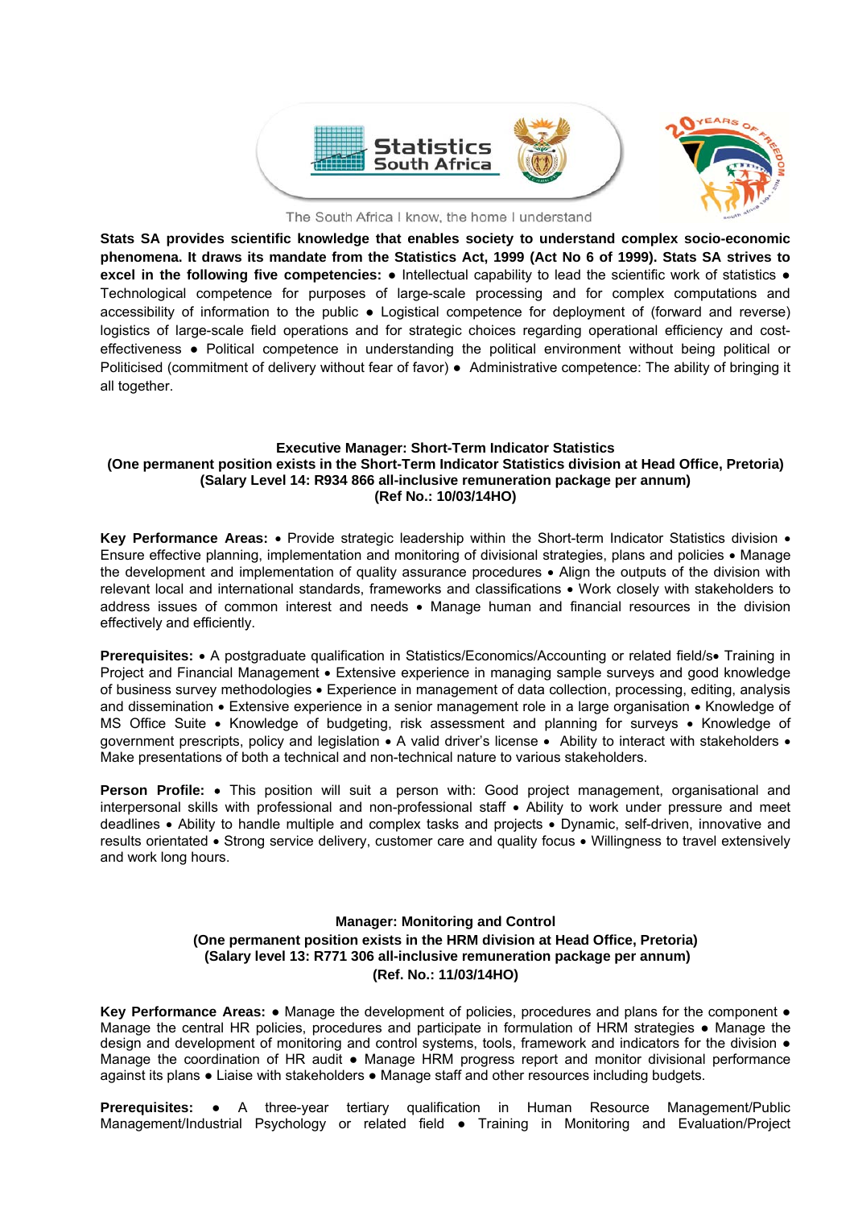Statistics South Africa

The South Africa I know, the home I understand

**Stats SA provides scientific knowledge that enables society to understand complex socio-economic phenomena. It draws its mandate from the Statistics Act, 1999 (Act No 6 of 1999). Stats SA strives to excel in the following five competencies:** ● Intellectual capability to lead the scientific work of statistics ● Technological competence for purposes of large-scale processing and for complex computations and accessibility of information to the public ● Logistical competence for deployment of (forward and reverse) logistics of large-scale field operations and for strategic choices regarding operational efficiency and cost-effectiveness ● Political competence in understanding the political environment without being political or Politicised (commitment of delivery without fear of favor) ● Administrative competence: The ability of bringing it all together.

**Executive Manager: Short-Term Indicator Statistics**
**(One permanent position exists in the Short-Term Indicator Statistics division at Head Office, Pretoria)**
**(Salary Level 14: R934 866 all-inclusive remuneration package per annum)**
**(Ref No.: 10/03/14HO)**

**Key Performance Areas:** • Provide strategic leadership within the Short-term Indicator Statistics division • Ensure effective planning, implementation and monitoring of divisional strategies, plans and policies • Manage the development and implementation of quality assurance procedures • Align the outputs of the division with relevant local and international standards, frameworks and classifications • Work closely with stakeholders to address issues of common interest and needs • Manage human and financial resources in the division effectively and efficiently.

**Prerequisites:** • A postgraduate qualification in Statistics/Economics/Accounting or related field/s• Training in Project and Financial Management • Extensive experience in managing sample surveys and good knowledge of business survey methodologies • Experience in management of data collection, processing, editing, analysis and dissemination • Extensive experience in a senior management role in a large organisation • Knowledge of MS Office Suite • Knowledge of budgeting, risk assessment and planning for surveys • Knowledge of government prescripts, policy and legislation • A valid driver's license • Ability to interact with stakeholders • Make presentations of both a technical and non-technical nature to various stakeholders.

**Person Profile:** • This position will suit a person with: Good project management, organisational and interpersonal skills with professional and non-professional staff • Ability to work under pressure and meet deadlines • Ability to handle multiple and complex tasks and projects • Dynamic, self-driven, innovative and results orientated • Strong service delivery, customer care and quality focus • Willingness to travel extensively and work long hours.

**Manager: Monitoring and Control**
**(One permanent position exists in the HRM division at Head Office, Pretoria)**
**(Salary level 13: R771 306 all-inclusive remuneration package per annum)**
**(Ref. No.: 11/03/14HO)**

**Key Performance Areas:** ● Manage the development of policies, procedures and plans for the component ● Manage the central HR policies, procedures and participate in formulation of HRM strategies ● Manage the design and development of monitoring and control systems, tools, framework and indicators for the division ● Manage the coordination of HR audit ● Manage HRM progress report and monitor divisional performance against its plans ● Liaise with stakeholders ● Manage staff and other resources including budgets.

**Prerequisites:** ● A three-year tertiary qualification in Human Resource Management/Public Management/Industrial Psychology or related field ● Training in Monitoring and Evaluation/Project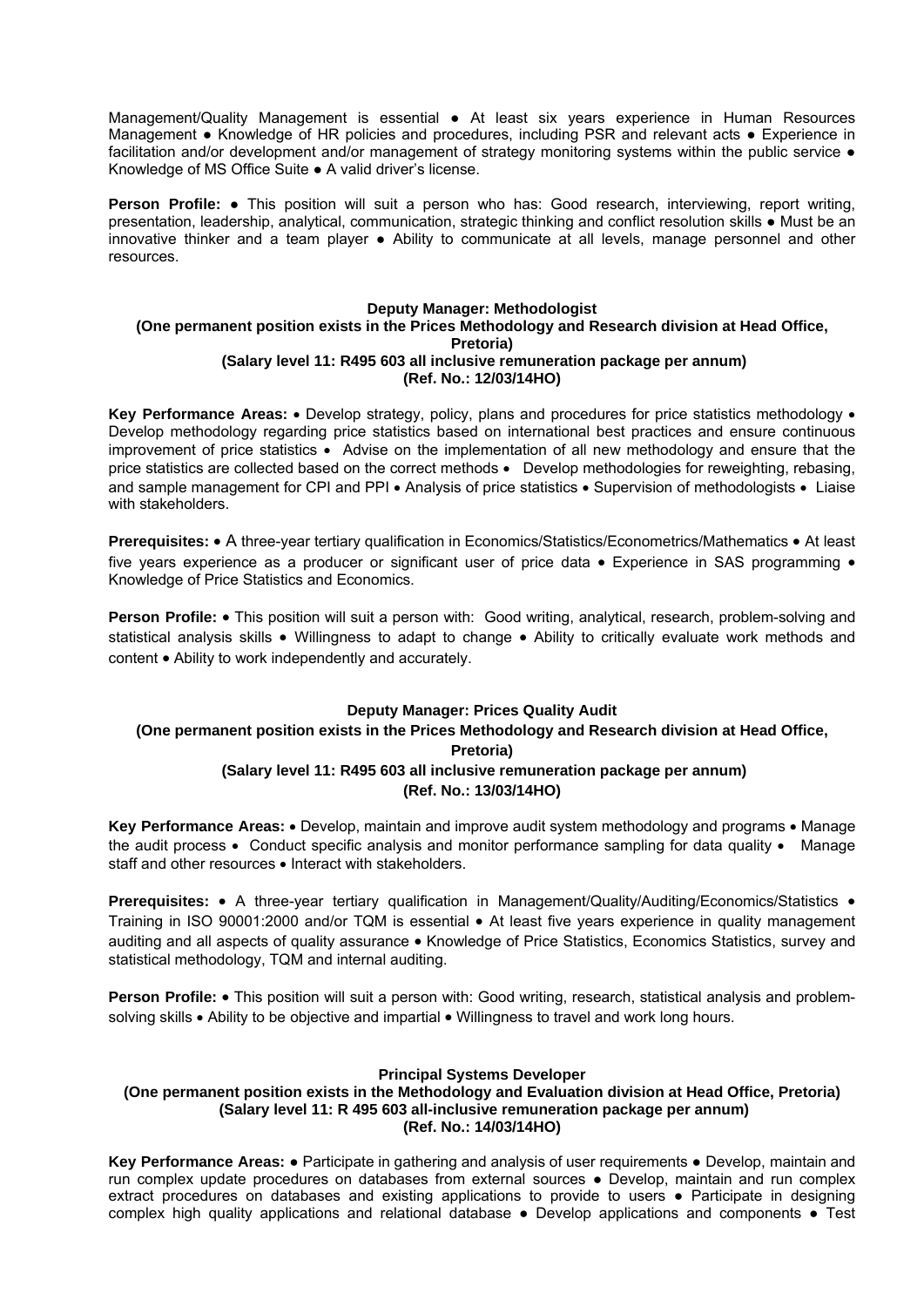Management/Quality Management is essential ● At least six years experience in Human Resources Management ● Knowledge of HR policies and procedures, including PSR and relevant acts ● Experience in facilitation and/or development and/or management of strategy monitoring systems within the public service ● Knowledge of MS Office Suite ● A valid driver's license.

**Person Profile:** ● This position will suit a person who has: Good research, interviewing, report writing, presentation, leadership, analytical, communication, strategic thinking and conflict resolution skills ● Must be an innovative thinker and a team player ● Ability to communicate at all levels, manage personnel and other resources.

**Deputy Manager: Methodologist**
**(One permanent position exists in the Prices Methodology and Research division at Head Office, Pretoria)**
**(Salary level 11: R495 603 all inclusive remuneration package per annum)**
**(Ref. No.: 12/03/14HO)**

**Key Performance Areas:** • Develop strategy, policy, plans and procedures for price statistics methodology • Develop methodology regarding price statistics based on international best practices and ensure continuous improvement of price statistics • Advise on the implementation of all new methodology and ensure that the price statistics are collected based on the correct methods • Develop methodologies for reweighting, rebasing, and sample management for CPI and PPI • Analysis of price statistics • Supervision of methodologists • Liaise with stakeholders.

**Prerequisites:** • A three-year tertiary qualification in Economics/Statistics/Econometrics/Mathematics • At least five years experience as a producer or significant user of price data • Experience in SAS programming • Knowledge of Price Statistics and Economics.

**Person Profile:** • This position will suit a person with: Good writing, analytical, research, problem-solving and statistical analysis skills • Willingness to adapt to change • Ability to critically evaluate work methods and content • Ability to work independently and accurately.

**Deputy Manager: Prices Quality Audit**
**(One permanent position exists in the Prices Methodology and Research division at Head Office, Pretoria)**
**(Salary level 11: R495 603 all inclusive remuneration package per annum)**
**(Ref. No.: 13/03/14HO)**

**Key Performance Areas:** • Develop, maintain and improve audit system methodology and programs • Manage the audit process • Conduct specific analysis and monitor performance sampling for data quality • Manage staff and other resources • Interact with stakeholders.

**Prerequisites:** • A three-year tertiary qualification in Management/Quality/Auditing/Economics/Statistics • Training in ISO 90001:2000 and/or TQM is essential • At least five years experience in quality management auditing and all aspects of quality assurance • Knowledge of Price Statistics, Economics Statistics, survey and statistical methodology, TQM and internal auditing.

**Person Profile:** • This position will suit a person with: Good writing, research, statistical analysis and problem-solving skills • Ability to be objective and impartial • Willingness to travel and work long hours.

**Principal Systems Developer**
**(One permanent position exists in the Methodology and Evaluation division at Head Office, Pretoria)**
**(Salary level 11: R 495 603 all-inclusive remuneration package per annum)**
**(Ref. No.: 14/03/14HO)**

**Key Performance Areas:** ● Participate in gathering and analysis of user requirements ● Develop, maintain and run complex update procedures on databases from external sources ● Develop, maintain and run complex extract procedures on databases and existing applications to provide to users ● Participate in designing complex high quality applications and relational database ● Develop applications and components ● Test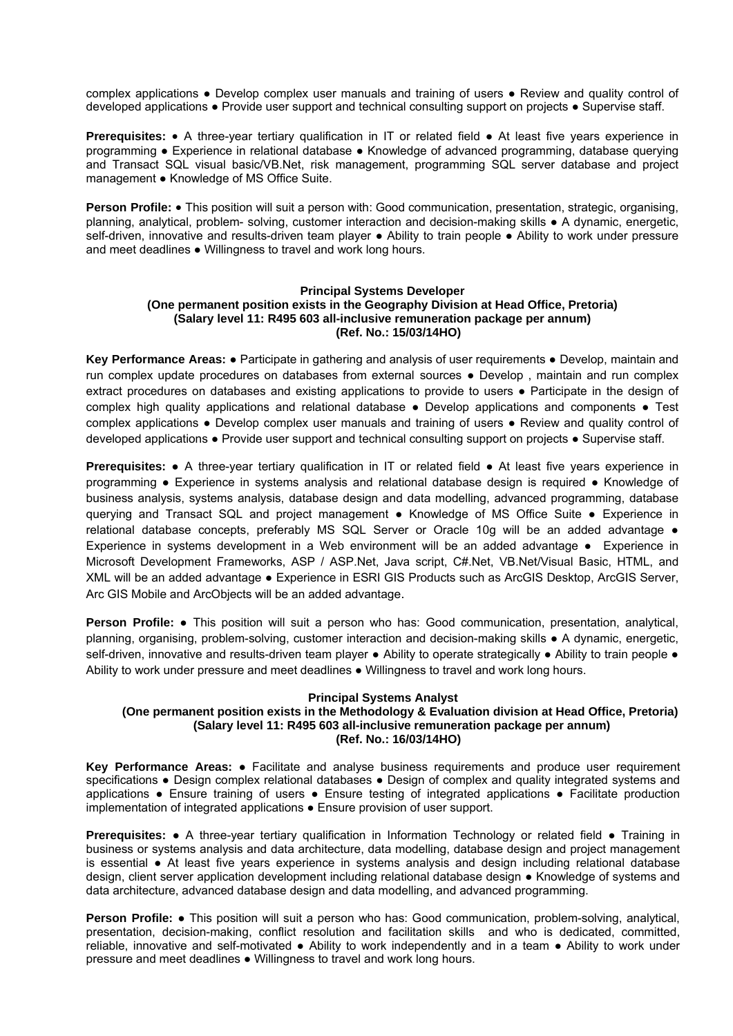complex applications ● Develop complex user manuals and training of users ● Review and quality control of developed applications ● Provide user support and technical consulting support on projects ● Supervise staff.

**Prerequisites:** ● A three-year tertiary qualification in IT or related field ● At least five years experience in programming ● Experience in relational database ● Knowledge of advanced programming, database querying and Transact SQL visual basic/VB.Net, risk management, programming SQL server database and project management ● Knowledge of MS Office Suite.

**Person Profile:** ● This position will suit a person with: Good communication, presentation, strategic, organising, planning, analytical, problem- solving, customer interaction and decision-making skills ● A dynamic, energetic, self-driven, innovative and results-driven team player ● Ability to train people ● Ability to work under pressure and meet deadlines ● Willingness to travel and work long hours.

**Principal Systems Developer**
**(One permanent position exists in the Geography Division at Head Office, Pretoria)**
**(Salary level 11: R495 603 all-inclusive remuneration package per annum)**
**(Ref. No.: 15/03/14HO)**

**Key Performance Areas:** ● Participate in gathering and analysis of user requirements ● Develop, maintain and run complex update procedures on databases from external sources ● Develop , maintain and run complex extract procedures on databases and existing applications to provide to users ● Participate in the design of complex high quality applications and relational database ● Develop applications and components ● Test complex applications ● Develop complex user manuals and training of users ● Review and quality control of developed applications ● Provide user support and technical consulting support on projects ● Supervise staff.

**Prerequisites:** ● A three-year tertiary qualification in IT or related field ● At least five years experience in programming ● Experience in systems analysis and relational database design is required ● Knowledge of business analysis, systems analysis, database design and data modelling, advanced programming, database querying and Transact SQL and project management ● Knowledge of MS Office Suite ● Experience in relational database concepts, preferably MS SQL Server or Oracle 10g will be an added advantage ● Experience in systems development in a Web environment will be an added advantage ● Experience in Microsoft Development Frameworks, ASP / ASP.Net, Java script, C#.Net, VB.Net/Visual Basic, HTML, and XML will be an added advantage ● Experience in ESRI GIS Products such as ArcGIS Desktop, ArcGIS Server, Arc GIS Mobile and ArcObjects will be an added advantage.

**Person Profile:** ● This position will suit a person who has: Good communication, presentation, analytical, planning, organising, problem-solving, customer interaction and decision-making skills ● A dynamic, energetic, self-driven, innovative and results-driven team player ● Ability to operate strategically ● Ability to train people ● Ability to work under pressure and meet deadlines ● Willingness to travel and work long hours.

**Principal Systems Analyst**
**(One permanent position exists in the Methodology & Evaluation division at Head Office, Pretoria)**
**(Salary level 11: R495 603 all-inclusive remuneration package per annum)**
**(Ref. No.: 16/03/14HO)**

**Key Performance Areas:** ● Facilitate and analyse business requirements and produce user requirement specifications ● Design complex relational databases ● Design of complex and quality integrated systems and applications ● Ensure training of users ● Ensure testing of integrated applications ● Facilitate production implementation of integrated applications ● Ensure provision of user support.

**Prerequisites:** ● A three-year tertiary qualification in Information Technology or related field ● Training in business or systems analysis and data architecture, data modelling, database design and project management is essential ● At least five years experience in systems analysis and design including relational database design, client server application development including relational database design ● Knowledge of systems and data architecture, advanced database design and data modelling, and advanced programming.

**Person Profile:** ● This position will suit a person who has: Good communication, problem-solving, analytical, presentation, decision-making, conflict resolution and facilitation skills and who is dedicated, committed, reliable, innovative and self-motivated ● Ability to work independently and in a team ● Ability to work under pressure and meet deadlines ● Willingness to travel and work long hours.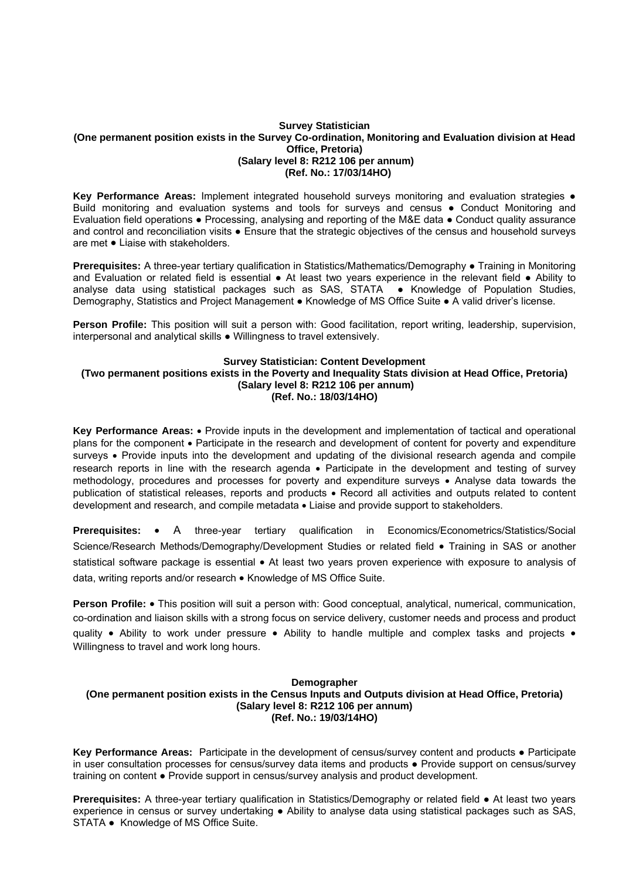**Survey Statistician**
**(One permanent position exists in the Survey Co-ordination, Monitoring and Evaluation division at Head Office, Pretoria)**
**(Salary level 8: R212 106 per annum)**
**(Ref. No.: 17/03/14HO)**

**Key Performance Areas:** Implement integrated household surveys monitoring and evaluation strategies ● Build monitoring and evaluation systems and tools for surveys and census ● Conduct Monitoring and Evaluation field operations ● Processing, analysing and reporting of the M&E data ● Conduct quality assurance and control and reconciliation visits ● Ensure that the strategic objectives of the census and household surveys are met ● Liaise with stakeholders.

**Prerequisites:** A three-year tertiary qualification in Statistics/Mathematics/Demography ● Training in Monitoring and Evaluation or related field is essential ● At least two years experience in the relevant field ● Ability to analyse data using statistical packages such as SAS, STATA ● Knowledge of Population Studies, Demography, Statistics and Project Management ● Knowledge of MS Office Suite ● A valid driver's license.

**Person Profile:** This position will suit a person with: Good facilitation, report writing, leadership, supervision, interpersonal and analytical skills ● Willingness to travel extensively.

**Survey Statistician: Content Development**
**(Two permanent positions exists in the Poverty and Inequality Stats division at Head Office, Pretoria)**
**(Salary level 8: R212 106 per annum)**
**(Ref. No.: 18/03/14HO)**

**Key Performance Areas:** • Provide inputs in the development and implementation of tactical and operational plans for the component • Participate in the research and development of content for poverty and expenditure surveys • Provide inputs into the development and updating of the divisional research agenda and compile research reports in line with the research agenda • Participate in the development and testing of survey methodology, procedures and processes for poverty and expenditure surveys • Analyse data towards the publication of statistical releases, reports and products • Record all activities and outputs related to content development and research, and compile metadata • Liaise and provide support to stakeholders.

**Prerequisites:** • A three-year tertiary qualification in Economics/Econometrics/Statistics/Social Science/Research Methods/Demography/Development Studies or related field • Training in SAS or another statistical software package is essential • At least two years proven experience with exposure to analysis of data, writing reports and/or research • Knowledge of MS Office Suite.

**Person Profile:** • This position will suit a person with: Good conceptual, analytical, numerical, communication, co-ordination and liaison skills with a strong focus on service delivery, customer needs and process and product quality • Ability to work under pressure • Ability to handle multiple and complex tasks and projects • Willingness to travel and work long hours.

**Demographer**
**(One permanent position exists in the Census Inputs and Outputs division at Head Office, Pretoria)**
**(Salary level 8: R212 106 per annum)**
**(Ref. No.: 19/03/14HO)**

**Key Performance Areas:** Participate in the development of census/survey content and products ● Participate in user consultation processes for census/survey data items and products ● Provide support on census/survey training on content ● Provide support in census/survey analysis and product development.

**Prerequisites:** A three-year tertiary qualification in Statistics/Demography or related field ● At least two years experience in census or survey undertaking ● Ability to analyse data using statistical packages such as SAS, STATA ● Knowledge of MS Office Suite.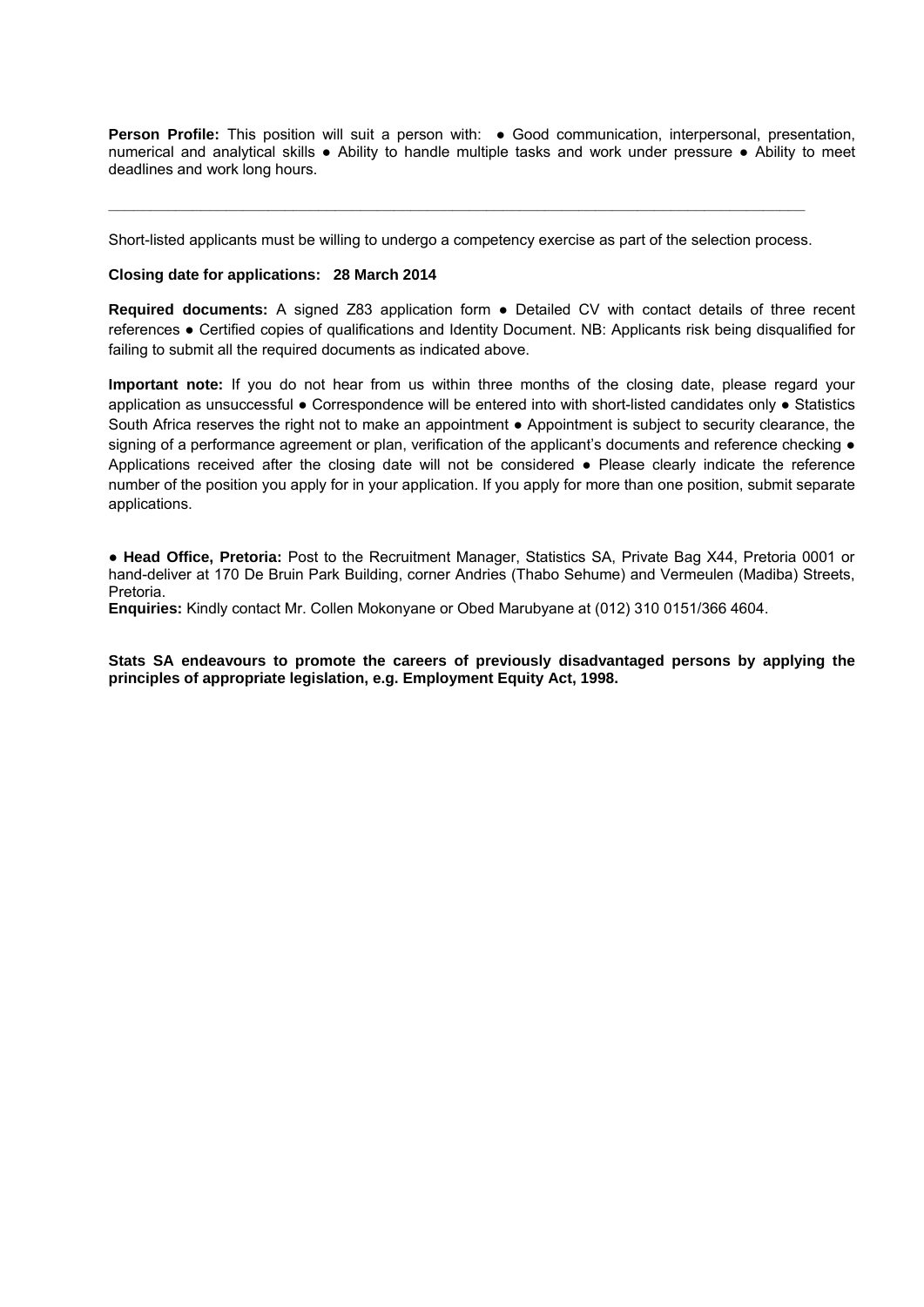**Person Profile:** This position will suit a person with: ● Good communication, interpersonal, presentation, numerical and analytical skills ● Ability to handle multiple tasks and work under pressure ● Ability to meet deadlines and work long hours.

---

Short-listed applicants must be willing to undergo a competency exercise as part of the selection process.

**Closing date for applications: 28 March 2014**

**Required documents:** A signed Z83 application form ● Detailed CV with contact details of three recent references ● Certified copies of qualifications and Identity Document. NB: Applicants risk being disqualified for failing to submit all the required documents as indicated above.

**Important note:** If you do not hear from us within three months of the closing date, please regard your application as unsuccessful ● Correspondence will be entered into with short-listed candidates only ● Statistics South Africa reserves the right not to make an appointment ● Appointment is subject to security clearance, the signing of a performance agreement or plan, verification of the applicant's documents and reference checking ● Applications received after the closing date will not be considered ● Please clearly indicate the reference number of the position you apply for in your application. If you apply for more than one position, submit separate applications.

● **Head Office, Pretoria:** Post to the Recruitment Manager, Statistics SA, Private Bag X44, Pretoria 0001 or hand-deliver at 170 De Bruin Park Building, corner Andries (Thabo Sehume) and Vermeulen (Madiba) Streets, Pretoria.
**Enquiries:** Kindly contact Mr. Collen Mokonyane or Obed Marubyane at (012) 310 0151/366 4604.

**Stats SA endeavours to promote the careers of previously disadvantaged persons by applying the principles of appropriate legislation, e.g. Employment Equity Act, 1998.**